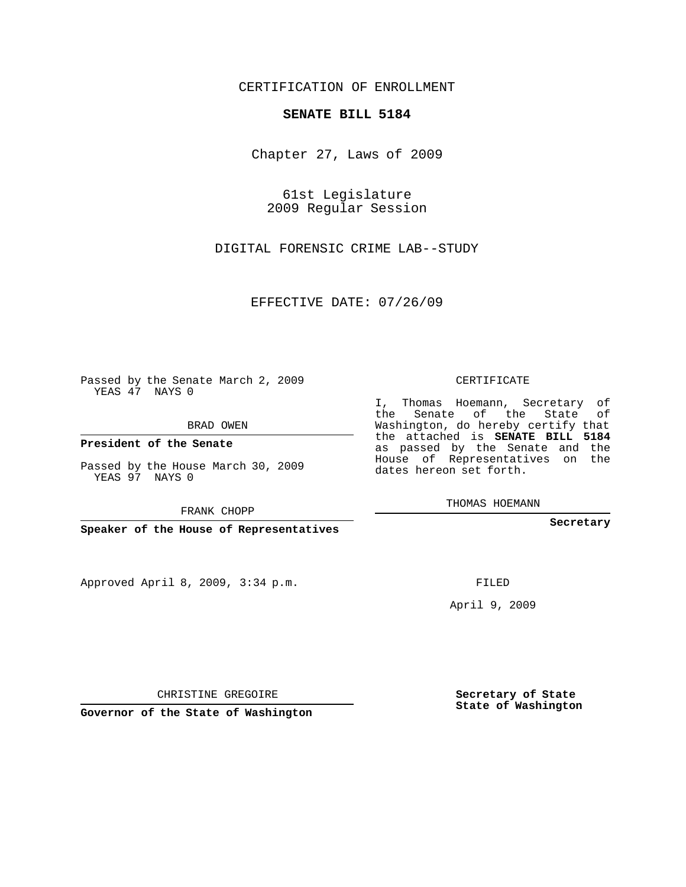CERTIFICATION OF ENROLLMENT

**SENATE BILL 5184**

Chapter 27, Laws of 2009

61st Legislature
2009 Regular Session

DIGITAL FORENSIC CRIME LAB--STUDY

EFFECTIVE DATE: 07/26/09

Passed by the Senate March 2, 2009
YEAS 47 NAYS 0

BRAD OWEN

**President of the Senate**

Passed by the House March 30, 2009
YEAS 97 NAYS 0

FRANK CHOPP

**Speaker of the House of Representatives**

CERTIFICATE

I, Thomas Hoemann, Secretary of the Senate of the State of Washington, do hereby certify that the attached is **SENATE BILL 5184** as passed by the Senate and the House of Representatives on the dates hereon set forth.

THOMAS HOEMANN

**Secretary**

Approved April 8, 2009, 3:34 p.m.

FILED

April 9, 2009

CHRISTINE GREGOIRE

**Governor of the State of Washington**

**Secretary of State**
**State of Washington**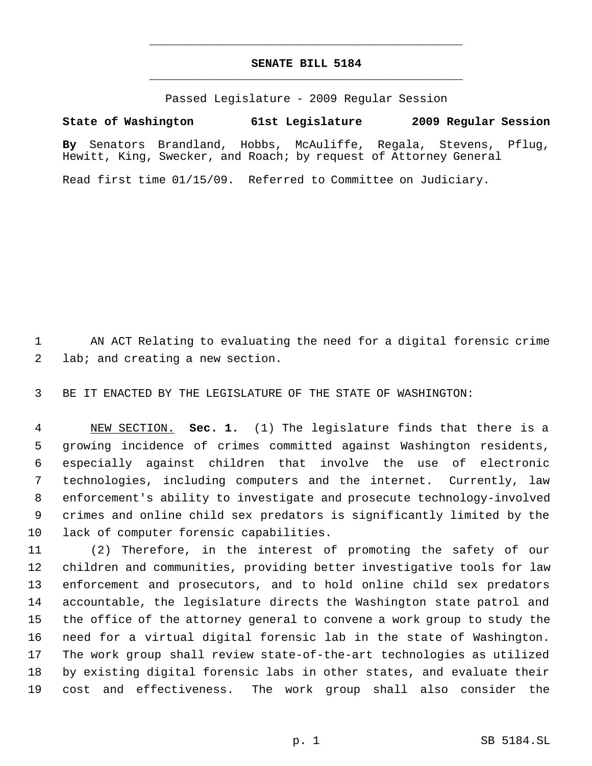**SENATE BILL 5184**

Passed Legislature - 2009 Regular Session

**State of Washington 61st Legislature 2009 Regular Session**

**By** Senators Brandland, Hobbs, McAuliffe, Regala, Stevens, Pflug, Hewitt, King, Swecker, and Roach; by request of Attorney General

Read first time 01/15/09. Referred to Committee on Judiciary.

AN ACT Relating to evaluating the need for a digital forensic crime lab; and creating a new section.

BE IT ENACTED BY THE LEGISLATURE OF THE STATE OF WASHINGTON:

NEW SECTION. **Sec. 1.** (1) The legislature finds that there is a growing incidence of crimes committed against Washington residents, especially against children that involve the use of electronic technologies, including computers and the internet. Currently, law enforcement's ability to investigate and prosecute technology-involved crimes and online child sex predators is significantly limited by the lack of computer forensic capabilities.

(2) Therefore, in the interest of promoting the safety of our children and communities, providing better investigative tools for law enforcement and prosecutors, and to hold online child sex predators accountable, the legislature directs the Washington state patrol and the office of the attorney general to convene a work group to study the need for a virtual digital forensic lab in the state of Washington. The work group shall review state-of-the-art technologies as utilized by existing digital forensic labs in other states, and evaluate their cost and effectiveness. The work group shall also consider the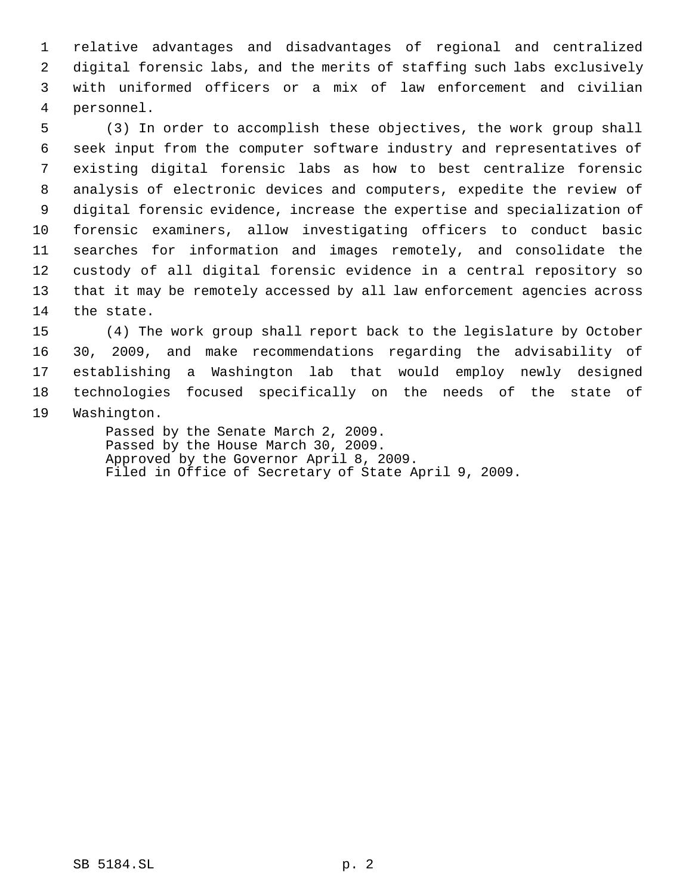relative advantages and disadvantages of regional and centralized digital forensic labs, and the merits of staffing such labs exclusively with uniformed officers or a mix of law enforcement and civilian personnel.

(3) In order to accomplish these objectives, the work group shall seek input from the computer software industry and representatives of existing digital forensic labs as how to best centralize forensic analysis of electronic devices and computers, expedite the review of digital forensic evidence, increase the expertise and specialization of forensic examiners, allow investigating officers to conduct basic searches for information and images remotely, and consolidate the custody of all digital forensic evidence in a central repository so that it may be remotely accessed by all law enforcement agencies across the state.

(4) The work group shall report back to the legislature by October 30, 2009, and make recommendations regarding the advisability of establishing a Washington lab that would employ newly designed technologies focused specifically on the needs of the state of Washington.

Passed by the Senate March 2, 2009.
Passed by the House March 30, 2009.
Approved by the Governor April 8, 2009.
Filed in Office of Secretary of State April 9, 2009.